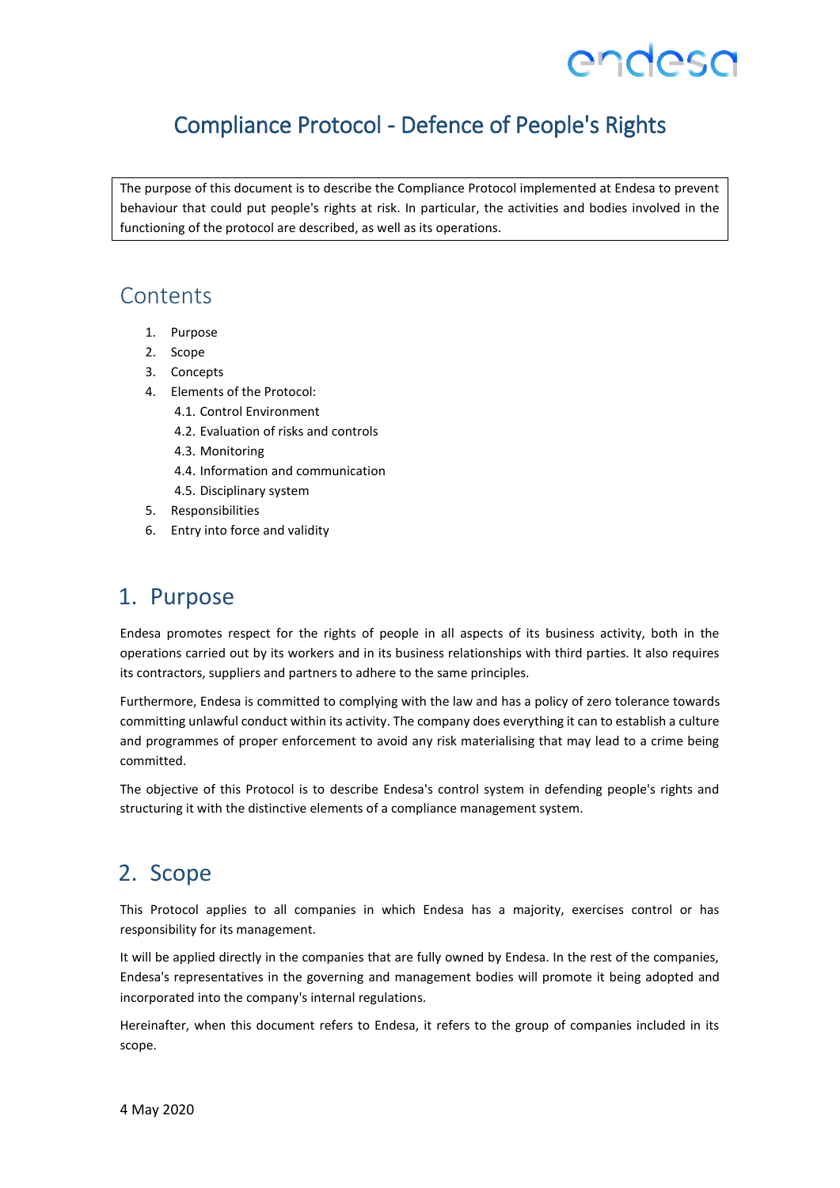# Compliance Protocol - Defence of People's Rights

The purpose of this document is to describe the Compliance Protocol implemented at Endesa to prevent behaviour that could put people's rights at risk. In particular, the activities and bodies involved in the functioning of the protocol are described, as well as its operations.

## Contents

1. Purpose
2. Scope
3. Concepts
4. Elements of the Protocol:
   - 4.1. Control Environment
   - 4.2. Evaluation of risks and controls
   - 4.3. Monitoring
   - 4.4. Information and communication
   - 4.5. Disciplinary system
5. Responsibilities
6. Entry into force and validity

## 1. Purpose

Endesa promotes respect for the rights of people in all aspects of its business activity, both in the operations carried out by its workers and in its business relationships with third parties. It also requires its contractors, suppliers and partners to adhere to the same principles.

Furthermore, Endesa is committed to complying with the law and has a policy of zero tolerance towards committing unlawful conduct within its activity. The company does everything it can to establish a culture and programmes of proper enforcement to avoid any risk materialising that may lead to a crime being committed.

The objective of this Protocol is to describe Endesa's control system in defending people's rights and structuring it with the distinctive elements of a compliance management system.

## 2. Scope

This Protocol applies to all companies in which Endesa has a majority, exercises control or has responsibility for its management.

It will be applied directly in the companies that are fully owned by Endesa. In the rest of the companies, Endesa's representatives in the governing and management bodies will promote it being adopted and incorporated into the company's internal regulations.

Hereinafter, when this document refers to Endesa, it refers to the group of companies included in its scope.

4 May 2020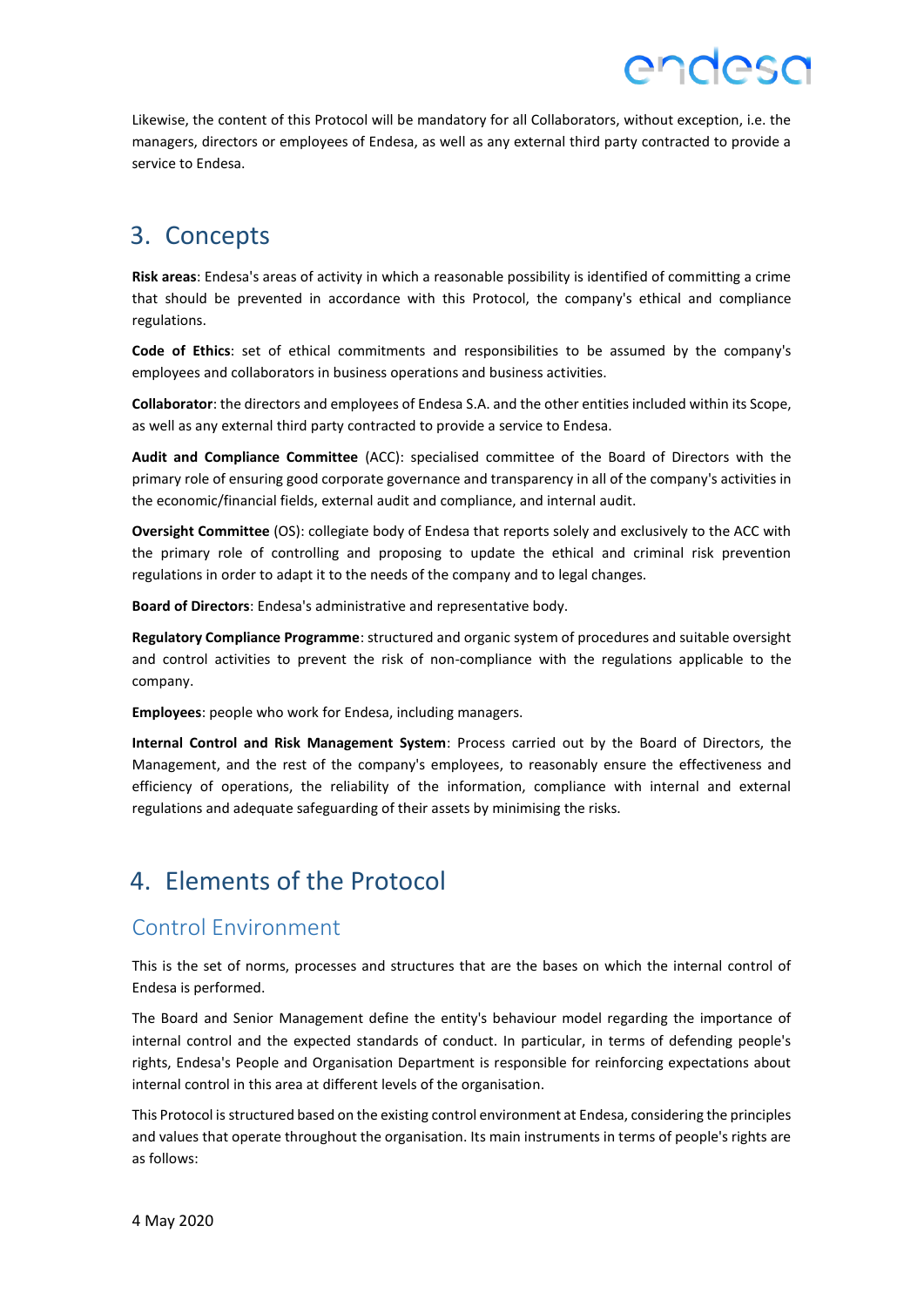Likewise, the content of this Protocol will be mandatory for all Collaborators, without exception, i.e. the managers, directors or employees of Endesa, as well as any external third party contracted to provide a service to Endesa.

# 3. Concepts

**Risk areas**: Endesa's areas of activity in which a reasonable possibility is identified of committing a crime that should be prevented in accordance with this Protocol, the company's ethical and compliance regulations.

**Code of Ethics**: set of ethical commitments and responsibilities to be assumed by the company's employees and collaborators in business operations and business activities.

**Collaborator**: the directors and employees of Endesa S.A. and the other entities included within its Scope, as well as any external third party contracted to provide a service to Endesa.

**Audit and Compliance Committee** (ACC): specialised committee of the Board of Directors with the primary role of ensuring good corporate governance and transparency in all of the company's activities in the economic/financial fields, external audit and compliance, and internal audit.

**Oversight Committee** (OS): collegiate body of Endesa that reports solely and exclusively to the ACC with the primary role of controlling and proposing to update the ethical and criminal risk prevention regulations in order to adapt it to the needs of the company and to legal changes.

**Board of Directors**: Endesa's administrative and representative body.

**Regulatory Compliance Programme**: structured and organic system of procedures and suitable oversight and control activities to prevent the risk of non-compliance with the regulations applicable to the company.

**Employees**: people who work for Endesa, including managers.

**Internal Control and Risk Management System**: Process carried out by the Board of Directors, the Management, and the rest of the company's employees, to reasonably ensure the effectiveness and efficiency of operations, the reliability of the information, compliance with internal and external regulations and adequate safeguarding of their assets by minimising the risks.

# 4. Elements of the Protocol

## Control Environment

This is the set of norms, processes and structures that are the bases on which the internal control of Endesa is performed.

The Board and Senior Management define the entity's behaviour model regarding the importance of internal control and the expected standards of conduct. In particular, in terms of defending people's rights, Endesa's People and Organisation Department is responsible for reinforcing expectations about internal control in this area at different levels of the organisation.

This Protocol is structured based on the existing control environment at Endesa, considering the principles and values that operate throughout the organisation. Its main instruments in terms of people's rights are as follows: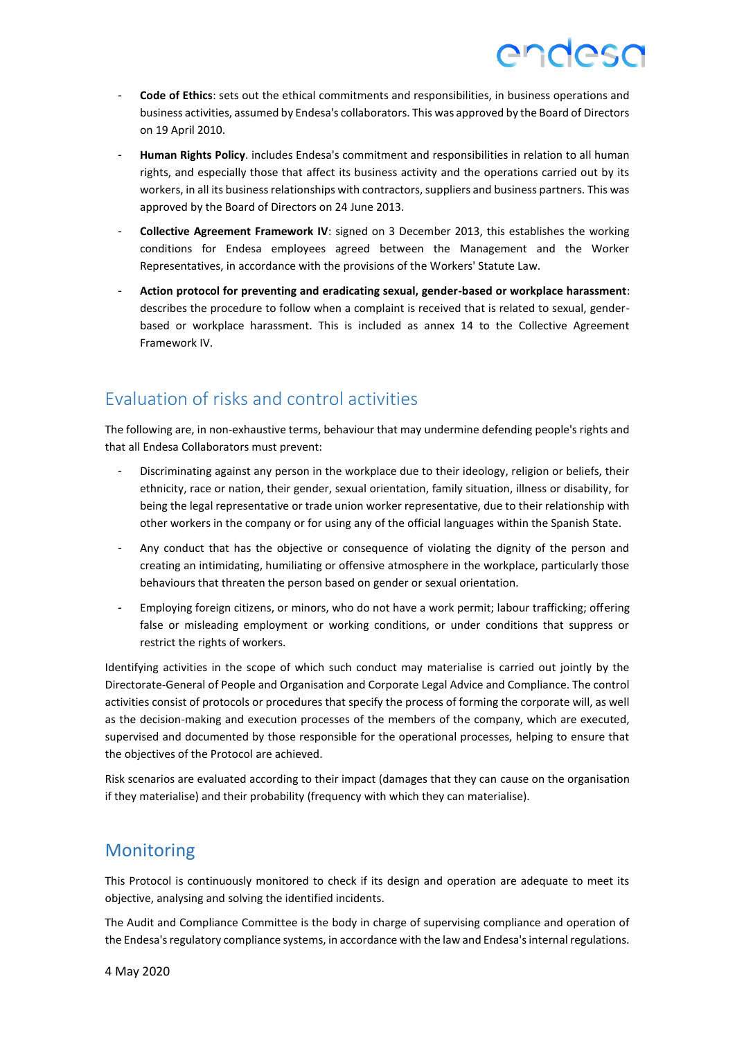- **Code of Ethics**: sets out the ethical commitments and responsibilities, in business operations and business activities, assumed by Endesa's collaborators. This was approved by the Board of Directors on 19 April 2010.
- **Human Rights Policy**. includes Endesa's commitment and responsibilities in relation to all human rights, and especially those that affect its business activity and the operations carried out by its workers, in all its business relationships with contractors, suppliers and business partners. This was approved by the Board of Directors on 24 June 2013.
- **Collective Agreement Framework IV**: signed on 3 December 2013, this establishes the working conditions for Endesa employees agreed between the Management and the Worker Representatives, in accordance with the provisions of the Workers' Statute Law.
- **Action protocol for preventing and eradicating sexual, gender-based or workplace harassment**: describes the procedure to follow when a complaint is received that is related to sexual, gender-based or workplace harassment. This is included as annex 14 to the Collective Agreement Framework IV.

## Evaluation of risks and control activities

The following are, in non-exhaustive terms, behaviour that may undermine defending people's rights and that all Endesa Collaborators must prevent:

- Discriminating against any person in the workplace due to their ideology, religion or beliefs, their ethnicity, race or nation, their gender, sexual orientation, family situation, illness or disability, for being the legal representative or trade union worker representative, due to their relationship with other workers in the company or for using any of the official languages within the Spanish State.
- Any conduct that has the objective or consequence of violating the dignity of the person and creating an intimidating, humiliating or offensive atmosphere in the workplace, particularly those behaviours that threaten the person based on gender or sexual orientation.
- Employing foreign citizens, or minors, who do not have a work permit; labour trafficking; offering false or misleading employment or working conditions, or under conditions that suppress or restrict the rights of workers.

Identifying activities in the scope of which such conduct may materialise is carried out jointly by the Directorate-General of People and Organisation and Corporate Legal Advice and Compliance. The control activities consist of protocols or procedures that specify the process of forming the corporate will, as well as the decision-making and execution processes of the members of the company, which are executed, supervised and documented by those responsible for the operational processes, helping to ensure that the objectives of the Protocol are achieved.

Risk scenarios are evaluated according to their impact (damages that they can cause on the organisation if they materialise) and their probability (frequency with which they can materialise).

## Monitoring

This Protocol is continuously monitored to check if its design and operation are adequate to meet its objective, analysing and solving the identified incidents.

The Audit and Compliance Committee is the body in charge of supervising compliance and operation of the Endesa's regulatory compliance systems, in accordance with the law and Endesa's internal regulations.

4 May 2020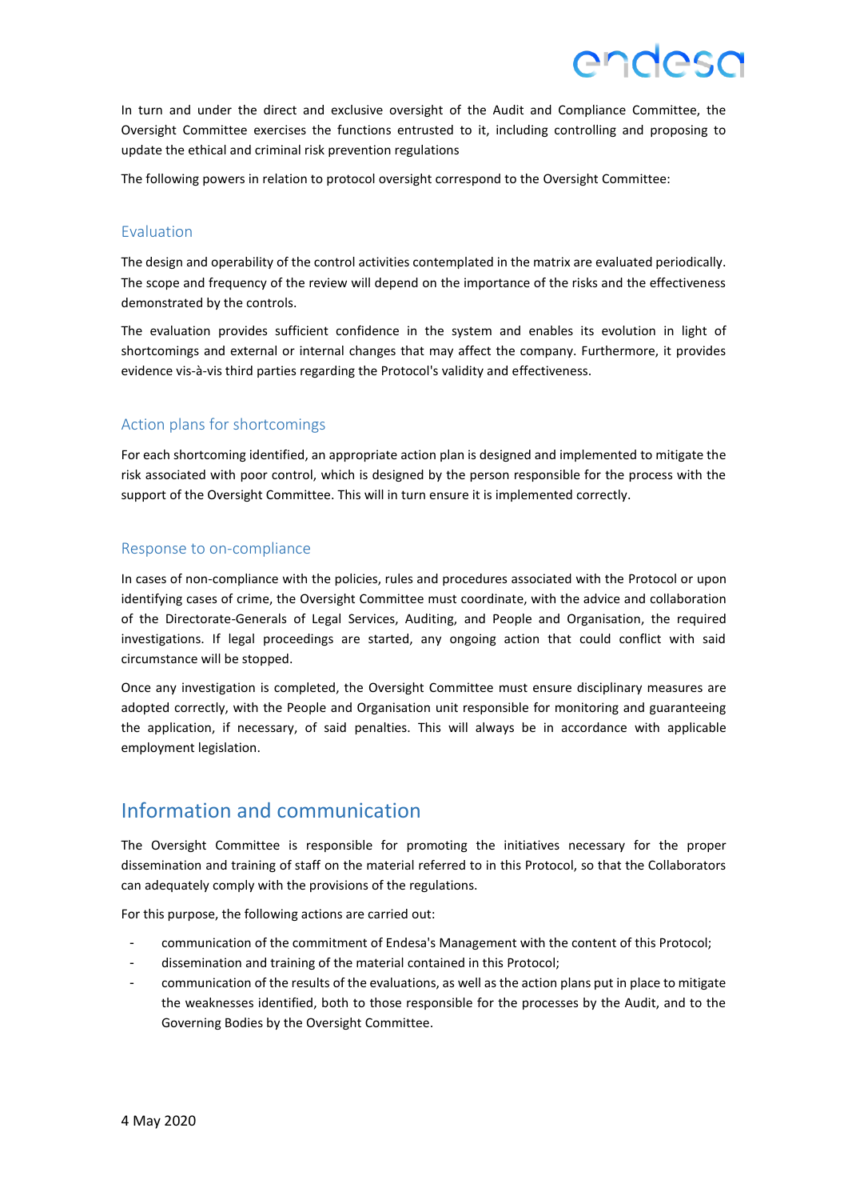In turn and under the direct and exclusive oversight of the Audit and Compliance Committee, the Oversight Committee exercises the functions entrusted to it, including controlling and proposing to update the ethical and criminal risk prevention regulations

The following powers in relation to protocol oversight correspond to the Oversight Committee:

### Evaluation

The design and operability of the control activities contemplated in the matrix are evaluated periodically. The scope and frequency of the review will depend on the importance of the risks and the effectiveness demonstrated by the controls.

The evaluation provides sufficient confidence in the system and enables its evolution in light of shortcomings and external or internal changes that may affect the company. Furthermore, it provides evidence vis-à-vis third parties regarding the Protocol's validity and effectiveness.

### Action plans for shortcomings

For each shortcoming identified, an appropriate action plan is designed and implemented to mitigate the risk associated with poor control, which is designed by the person responsible for the process with the support of the Oversight Committee. This will in turn ensure it is implemented correctly.

### Response to on-compliance

In cases of non-compliance with the policies, rules and procedures associated with the Protocol or upon identifying cases of crime, the Oversight Committee must coordinate, with the advice and collaboration of the Directorate-Generals of Legal Services, Auditing, and People and Organisation, the required investigations. If legal proceedings are started, any ongoing action that could conflict with said circumstance will be stopped.

Once any investigation is completed, the Oversight Committee must ensure disciplinary measures are adopted correctly, with the People and Organisation unit responsible for monitoring and guaranteeing the application, if necessary, of said penalties. This will always be in accordance with applicable employment legislation.

## Information and communication

The Oversight Committee is responsible for promoting the initiatives necessary for the proper dissemination and training of staff on the material referred to in this Protocol, so that the Collaborators can adequately comply with the provisions of the regulations.

For this purpose, the following actions are carried out:

- communication of the commitment of Endesa's Management with the content of this Protocol;
- dissemination and training of the material contained in this Protocol;
- communication of the results of the evaluations, as well as the action plans put in place to mitigate the weaknesses identified, both to those responsible for the processes by the Audit, and to the Governing Bodies by the Oversight Committee.

4 May 2020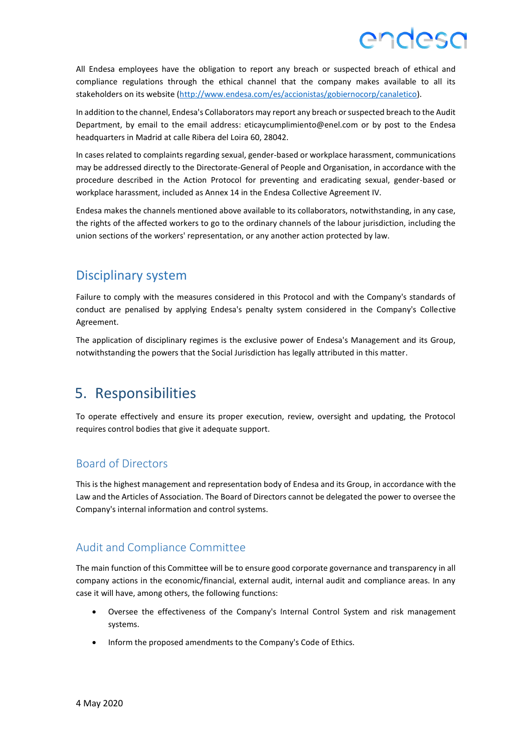All Endesa employees have the obligation to report any breach or suspected breach of ethical and compliance regulations through the ethical channel that the company makes available to all its stakeholders on its website ([http://www.endesa.com/es/accionistas/gobiernocorp/canaletico](http://www.endesa.com/es/accionistas/gobiernocorp/canaletico)).

In addition to the channel, Endesa's Collaborators may report any breach or suspected breach to the Audit Department, by email to the email address: eticaycumplimiento@enel.com or by post to the Endesa headquarters in Madrid at calle Ribera del Loira 60, 28042.

In cases related to complaints regarding sexual, gender-based or workplace harassment, communications may be addressed directly to the Directorate-General of People and Organisation, in accordance with the procedure described in the Action Protocol for preventing and eradicating sexual, gender-based or workplace harassment, included as Annex 14 in the Endesa Collective Agreement IV.

Endesa makes the channels mentioned above available to its collaborators, notwithstanding, in any case, the rights of the affected workers to go to the ordinary channels of the labour jurisdiction, including the union sections of the workers' representation, or any another action protected by law.

## Disciplinary system

Failure to comply with the measures considered in this Protocol and with the Company's standards of conduct are penalised by applying Endesa's penalty system considered in the Company's Collective Agreement.

The application of disciplinary regimes is the exclusive power of Endesa's Management and its Group, notwithstanding the powers that the Social Jurisdiction has legally attributed in this matter.

# 5. Responsibilities

To operate effectively and ensure its proper execution, review, oversight and updating, the Protocol requires control bodies that give it adequate support.

## Board of Directors

This is the highest management and representation body of Endesa and its Group, in accordance with the Law and the Articles of Association. The Board of Directors cannot be delegated the power to oversee the Company's internal information and control systems.

## Audit and Compliance Committee

The main function of this Committee will be to ensure good corporate governance and transparency in all company actions in the economic/financial, external audit, internal audit and compliance areas. In any case it will have, among others, the following functions:

- Oversee the effectiveness of the Company's Internal Control System and risk management systems.
- Inform the proposed amendments to the Company's Code of Ethics.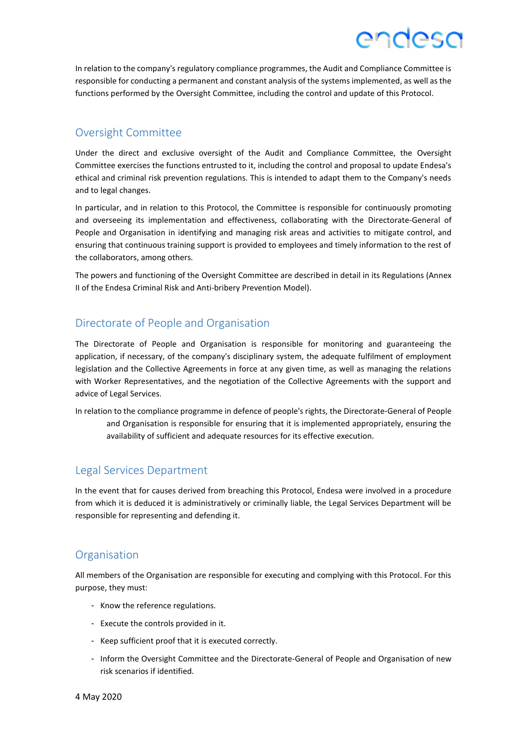In relation to the company's regulatory compliance programmes, the Audit and Compliance Committee is responsible for conducting a permanent and constant analysis of the systems implemented, as well as the functions performed by the Oversight Committee, including the control and update of this Protocol.

## Oversight Committee

Under the direct and exclusive oversight of the Audit and Compliance Committee, the Oversight Committee exercises the functions entrusted to it, including the control and proposal to update Endesa's ethical and criminal risk prevention regulations. This is intended to adapt them to the Company's needs and to legal changes.

In particular, and in relation to this Protocol, the Committee is responsible for continuously promoting and overseeing its implementation and effectiveness, collaborating with the Directorate-General of People and Organisation in identifying and managing risk areas and activities to mitigate control, and ensuring that continuous training support is provided to employees and timely information to the rest of the collaborators, among others.

The powers and functioning of the Oversight Committee are described in detail in its Regulations (Annex II of the Endesa Criminal Risk and Anti-bribery Prevention Model).

## Directorate of People and Organisation

The Directorate of People and Organisation is responsible for monitoring and guaranteeing the application, if necessary, of the company's disciplinary system, the adequate fulfilment of employment legislation and the Collective Agreements in force at any given time, as well as managing the relations with Worker Representatives, and the negotiation of the Collective Agreements with the support and advice of Legal Services.

In relation to the compliance programme in defence of people's rights, the Directorate-General of People and Organisation is responsible for ensuring that it is implemented appropriately, ensuring the availability of sufficient and adequate resources for its effective execution.

## Legal Services Department

In the event that for causes derived from breaching this Protocol, Endesa were involved in a procedure from which it is deduced it is administratively or criminally liable, the Legal Services Department will be responsible for representing and defending it.

## Organisation

All members of the Organisation are responsible for executing and complying with this Protocol. For this purpose, they must:

- Know the reference regulations.
- Execute the controls provided in it.
- Keep sufficient proof that it is executed correctly.
- Inform the Oversight Committee and the Directorate-General of People and Organisation of new risk scenarios if identified.

4 May 2020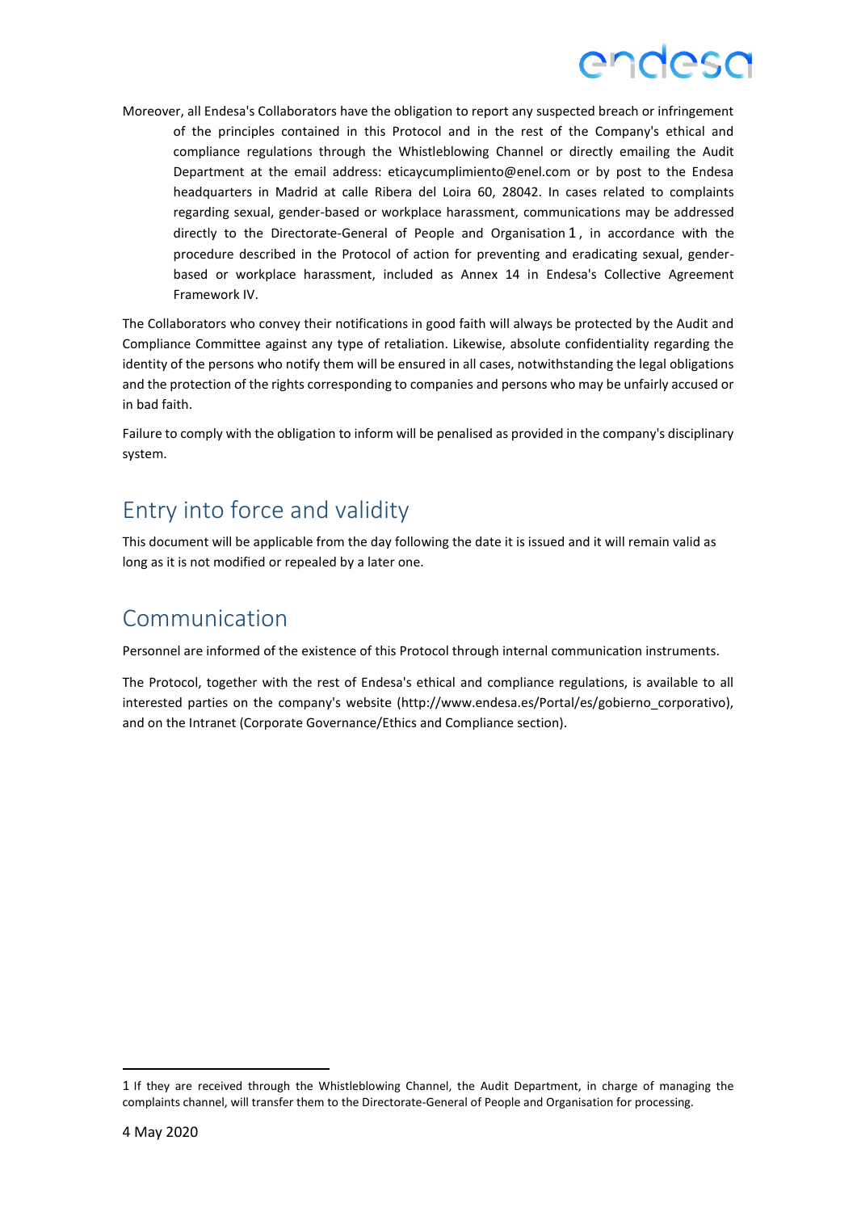Moreover, all Endesa's Collaborators have the obligation to report any suspected breach or infringement of the principles contained in this Protocol and in the rest of the Company's ethical and compliance regulations through the Whistleblowing Channel or directly emailing the Audit Department at the email address: eticaycumplimiento@enel.com or by post to the Endesa headquarters in Madrid at calle Ribera del Loira 60, 28042. In cases related to complaints regarding sexual, gender-based or workplace harassment, communications may be addressed directly to the Directorate-General of People and Organisation [1], in accordance with the procedure described in the Protocol of action for preventing and eradicating sexual, gender-based or workplace harassment, included as Annex 14 in Endesa's Collective Agreement Framework IV.

The Collaborators who convey their notifications in good faith will always be protected by the Audit and Compliance Committee against any type of retaliation. Likewise, absolute confidentiality regarding the identity of the persons who notify them will be ensured in all cases, notwithstanding the legal obligations and the protection of the rights corresponding to companies and persons who may be unfairly accused or in bad faith.

Failure to comply with the obligation to inform will be penalised as provided in the company's disciplinary system.

## Entry into force and validity

This document will be applicable from the day following the date it is issued and it will remain valid as long as it is not modified or repealed by a later one.

## Communication

Personnel are informed of the existence of this Protocol through internal communication instruments.

The Protocol, together with the rest of Endesa's ethical and compliance regulations, is available to all interested parties on the company's website (http://www.endesa.es/Portal/es/gobierno_corporativo), and on the Intranet (Corporate Governance/Ethics and Compliance section).

---

[1] If they are received through the Whistleblowing Channel, the Audit Department, in charge of managing the complaints channel, will transfer them to the Directorate-General of People and Organisation for processing.

4 May 2020